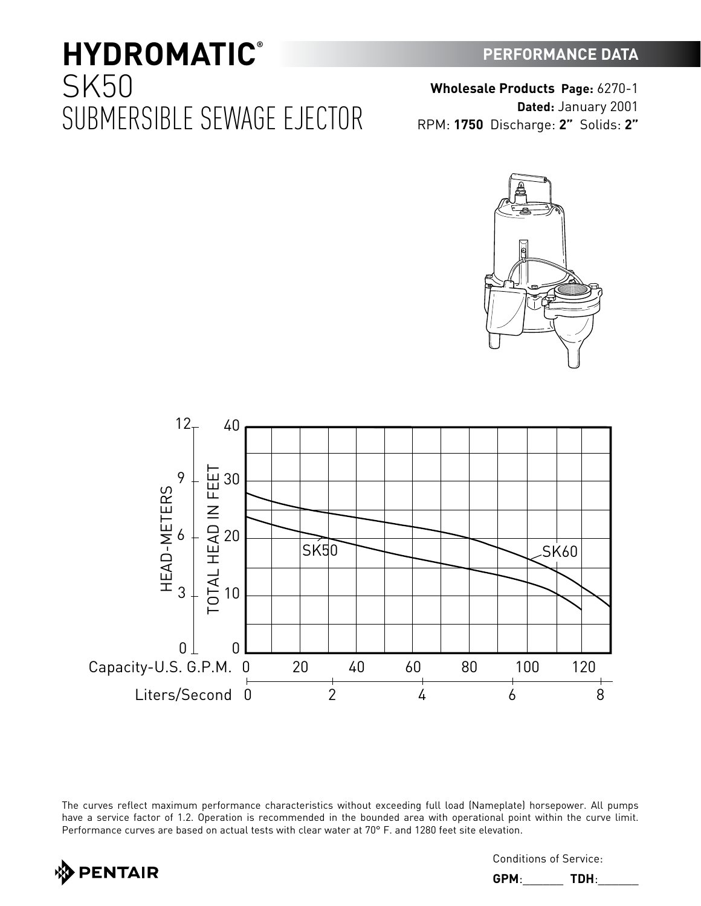# HYDROMATIC® SK50
## SUBMERSIBLE SEWAGE EJECTOR

**PERFORMANCE DATA**

**Wholesale Products Page:** 6270-1
**Dated:** January 2001
RPM: **1750** Discharge: **2"** Solids: **2"**

HEAD-METERS: 0, 3, 6, 9, 12
TOTAL HEAD IN FEET: 0, 10, 20, 30, 40

SK50
SK60

Capacity-U.S. G.P.M. 0 20 40 60 80 100 120
Liters/Second 0 2 4 6 8

The curves reflect maximum performance characteristics without exceeding full load (Nameplate) horsepower. All pumps have a service factor of 1.2. Operation is recommended in the bounded area with operational point within the curve limit. Performance curves are based on actual tests with clear water at 70° F. and 1280 feet site elevation.

PENTAIR

Conditions of Service:

**GPM**:_______ **TDH**:_______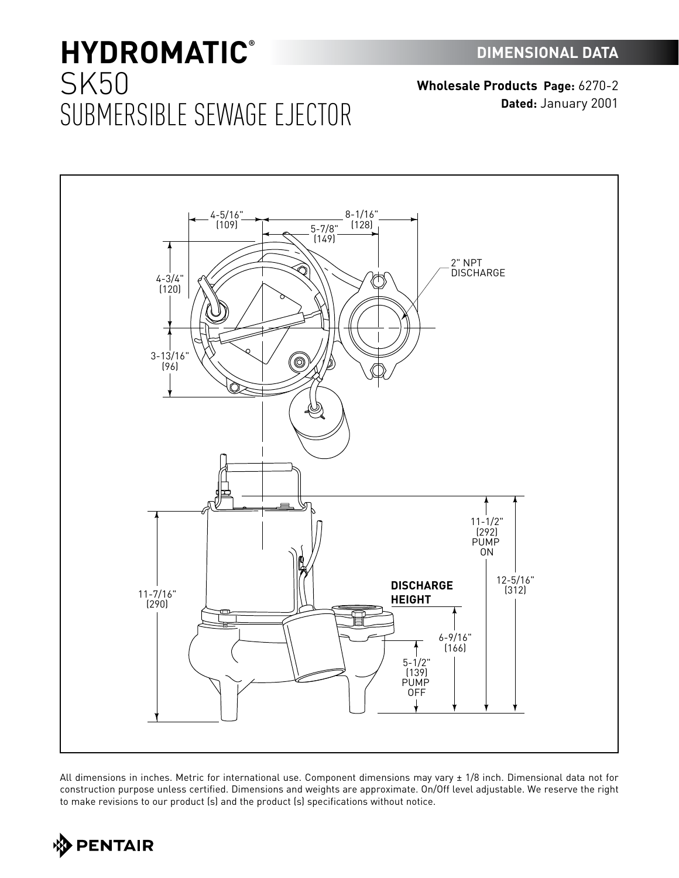# HYDROMATIC®
# SK50
# SUBMERSIBLE SEWAGE EJECTOR

**DIMENSIONAL DATA**

**Wholesale Products Page:** 6270-2
**Dated:** January 2001

4-5/16" (109)
8-1/16" (128)
5-7/8" (149)
4-3/4" (120)
3-13/16" (96)
2" NPT DISCHARGE
11-7/16" (290)
11-1/2" (292) PUMP ON
12-5/16" (312)
**DISCHARGE HEIGHT**
6-9/16" (166)
5-1/2" (139) PUMP OFF

All dimensions in inches. Metric for international use. Component dimensions may vary ± 1/8 inch. Dimensional data not for construction purpose unless certified. Dimensions and weights are approximate. On/Off level adjustable. We reserve the right to make revisions to our product (s) and the product (s) specifications without notice.

PENTAIR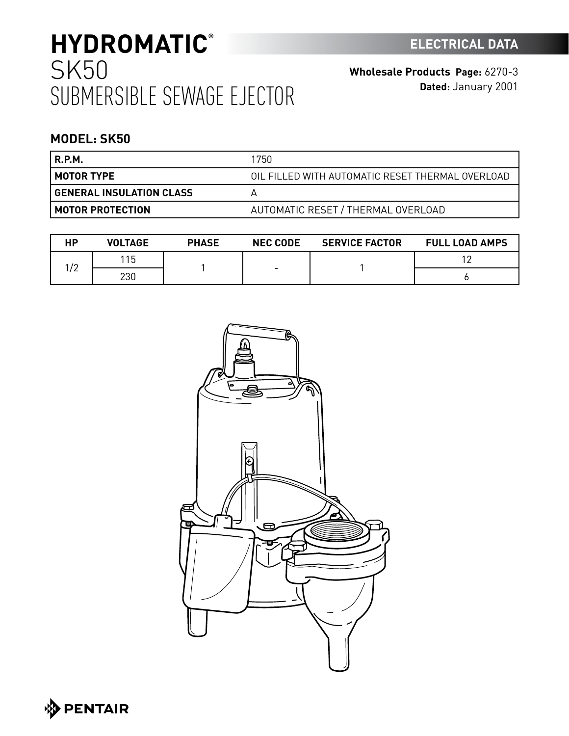# HYDROMATIC®
# SK50
# SUBMERSIBLE SEWAGE EJECTOR

**ELECTRICAL DATA**

**Wholesale Products Page:** 6270-3
**Dated:** January 2001

## MODEL: SK50

| | |
|---|---|
| **R.P.M.** | 1750 |
| **MOTOR TYPE** | OIL FILLED WITH AUTOMATIC RESET THERMAL OVERLOAD |
| **GENERAL INSULATION CLASS** | A |
| **MOTOR PROTECTION** | AUTOMATIC RESET / THERMAL OVERLOAD |

| HP | VOLTAGE | PHASE | NEC CODE | SERVICE FACTOR | FULL LOAD AMPS |
|---|---|---|---|---|---|
| 1/2 | 115 | 1 | - | 1 | 12 |
| | 230 | | | | 6 |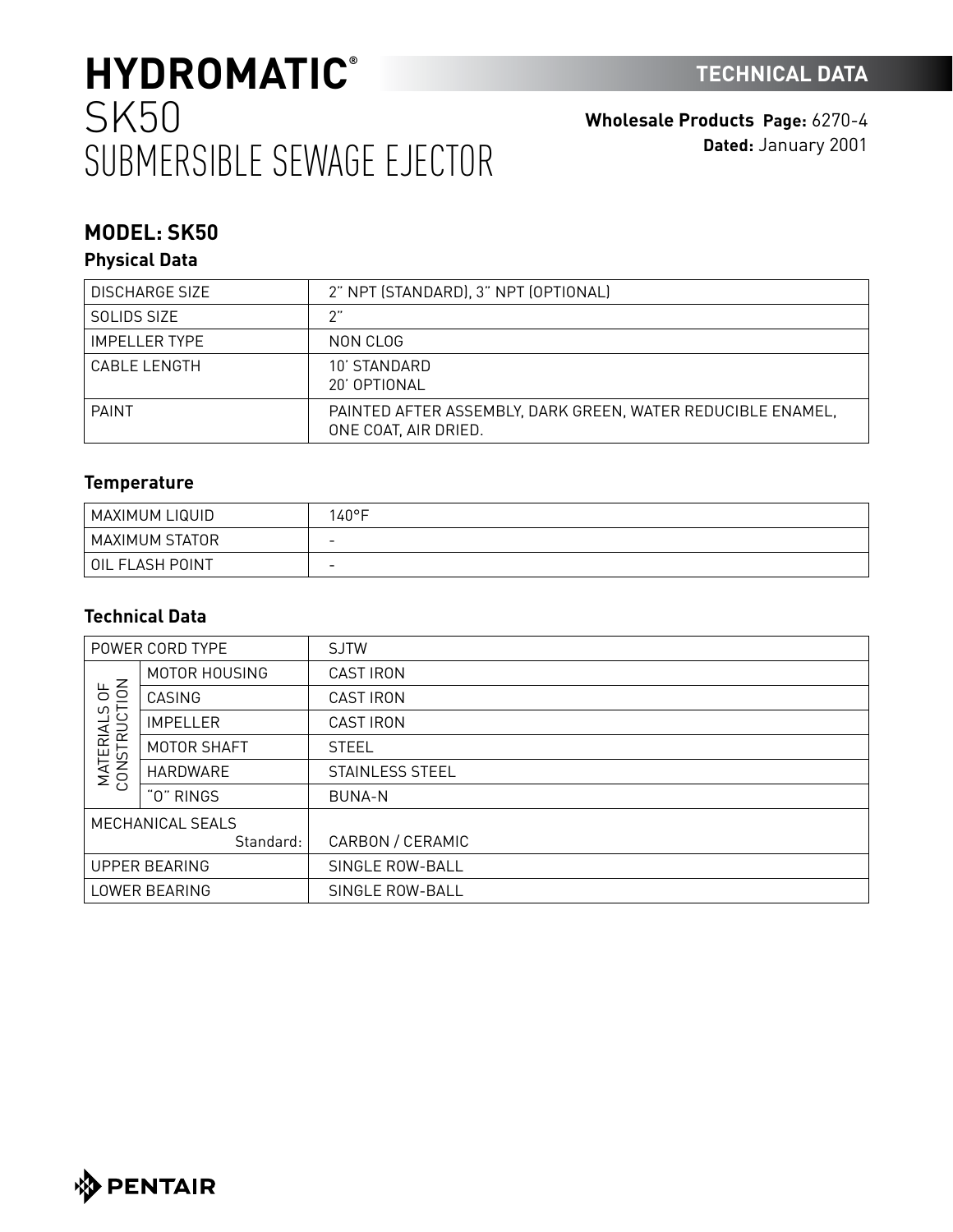# HYDROMATIC®
# SK50
# SUBMERSIBLE SEWAGE EJECTOR

**TECHNICAL DATA**

**Wholesale Products Page:** 6270-4
**Dated:** January 2001

## MODEL: SK50

### Physical Data

| | |
|---|---|
| DISCHARGE SIZE | 2" NPT (STANDARD), 3" NPT (OPTIONAL) |
| SOLIDS SIZE | 2" |
| IMPELLER TYPE | NON CLOG |
| CABLE LENGTH | 10' STANDARD<br>20' OPTIONAL |
| PAINT | PAINTED AFTER ASSEMBLY, DARK GREEN, WATER REDUCIBLE ENAMEL, ONE COAT, AIR DRIED. |

### Temperature

| | |
|---|---|
| MAXIMUM LIQUID | 140°F |
| MAXIMUM STATOR | - |
| OIL FLASH POINT | - |

### Technical Data

| | | |
|---|---|---|
| POWER CORD TYPE | | SJTW |
| MATERIALS OF CONSTRUCTION | MOTOR HOUSING | CAST IRON |
| | CASING | CAST IRON |
| | IMPELLER | CAST IRON |
| | MOTOR SHAFT | STEEL |
| | HARDWARE | STAINLESS STEEL |
| | "O" RINGS | BUNA-N |
| MECHANICAL SEALS | Standard: | CARBON / CERAMIC |
| UPPER BEARING | | SINGLE ROW-BALL |
| LOWER BEARING | | SINGLE ROW-BALL |

PENTAIR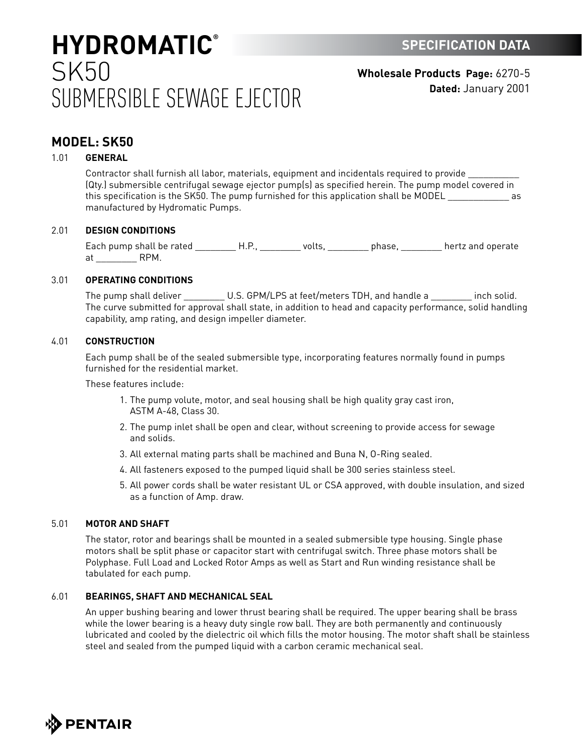# HYDROMATIC®
# SK50
# SUBMERSIBLE SEWAGE EJECTOR

**SPECIFICATION DATA**

**Wholesale Products Page:** 6270-5
**Dated:** January 2001

## MODEL: SK50

### 1.01 GENERAL

Contractor shall furnish all labor, materials, equipment and incidentals required to provide __________ (Qty.) submersible centrifugal sewage ejector pump(s) as specified herein. The pump model covered in this specification is the SK50. The pump furnished for this application shall be MODEL ____________ as manufactured by Hydromatic Pumps.

### 2.01 DESIGN CONDITIONS

Each pump shall be rated ________ H.P., ________ volts, ________ phase, ________ hertz and operate at ________ RPM.

### 3.01 OPERATING CONDITIONS

The pump shall deliver ________ U.S. GPM/LPS at feet/meters TDH, and handle a ________ inch solid. The curve submitted for approval shall state, in addition to head and capacity performance, solid handling capability, amp rating, and design impeller diameter.

### 4.01 CONSTRUCTION

Each pump shall be of the sealed submersible type, incorporating features normally found in pumps furnished for the residential market.

These features include:

1. The pump volute, motor, and seal housing shall be high quality gray cast iron, ASTM A-48, Class 30.
2. The pump inlet shall be open and clear, without screening to provide access for sewage and solids.
3. All external mating parts shall be machined and Buna N, O-Ring sealed.
4. All fasteners exposed to the pumped liquid shall be 300 series stainless steel.
5. All power cords shall be water resistant UL or CSA approved, with double insulation, and sized as a function of Amp. draw.

### 5.01 MOTOR AND SHAFT

The stator, rotor and bearings shall be mounted in a sealed submersible type housing. Single phase motors shall be split phase or capacitor start with centrifugal switch. Three phase motors shall be Polyphase. Full Load and Locked Rotor Amps as well as Start and Run winding resistance shall be tabulated for each pump.

### 6.01 BEARINGS, SHAFT AND MECHANICAL SEAL

An upper bushing bearing and lower thrust bearing shall be required. The upper bearing shall be brass while the lower bearing is a heavy duty single row ball. They are both permanently and continuously lubricated and cooled by the dielectric oil which fills the motor housing. The motor shaft shall be stainless steel and sealed from the pumped liquid with a carbon ceramic mechanical seal.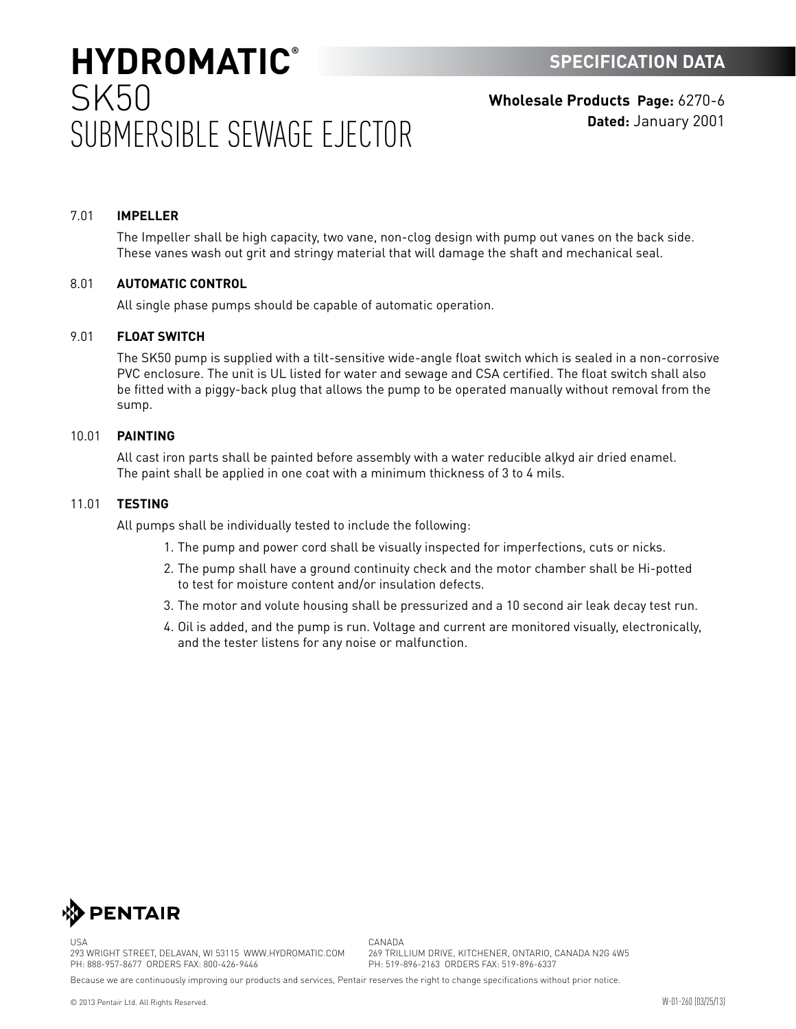# HYDROMATIC®
# SK50
# SUBMERSIBLE SEWAGE EJECTOR

**SPECIFICATION DATA**

**Wholesale Products Page:** 6270-6
**Dated:** January 2001

7.01 **IMPELLER**

The Impeller shall be high capacity, two vane, non-clog design with pump out vanes on the back side. These vanes wash out grit and stringy material that will damage the shaft and mechanical seal.

8.01 **AUTOMATIC CONTROL**

All single phase pumps should be capable of automatic operation.

9.01 **FLOAT SWITCH**

The SK50 pump is supplied with a tilt-sensitive wide-angle float switch which is sealed in a non-corrosive PVC enclosure. The unit is UL listed for water and sewage and CSA certified. The float switch shall also be fitted with a piggy-back plug that allows the pump to be operated manually without removal from the sump.

10.01 **PAINTING**

All cast iron parts shall be painted before assembly with a water reducible alkyd air dried enamel. The paint shall be applied in one coat with a minimum thickness of 3 to 4 mils.

11.01 **TESTING**

All pumps shall be individually tested to include the following:

1. The pump and power cord shall be visually inspected for imperfections, cuts or nicks.
2. The pump shall have a ground continuity check and the motor chamber shall be Hi-potted to test for moisture content and/or insulation defects.
3. The motor and volute housing shall be pressurized and a 10 second air leak decay test run.
4. Oil is added, and the pump is run. Voltage and current are monitored visually, electronically, and the tester listens for any noise or malfunction.

PENTAIR

USA
293 WRIGHT STREET, DELAVAN, WI 53115 WWW.HYDROMATIC.COM
PH: 888-957-8677 ORDERS FAX: 800-426-9446

CANADA
269 TRILLIUM DRIVE, KITCHENER, ONTARIO, CANADA N2G 4W5
PH: 519-896-2163 ORDERS FAX: 519-896-6337

Because we are continuously improving our products and services, Pentair reserves the right to change specifications without prior notice.

© 2013 Pentair Ltd. All Rights Reserved.

W-01-260 (03/25/13)